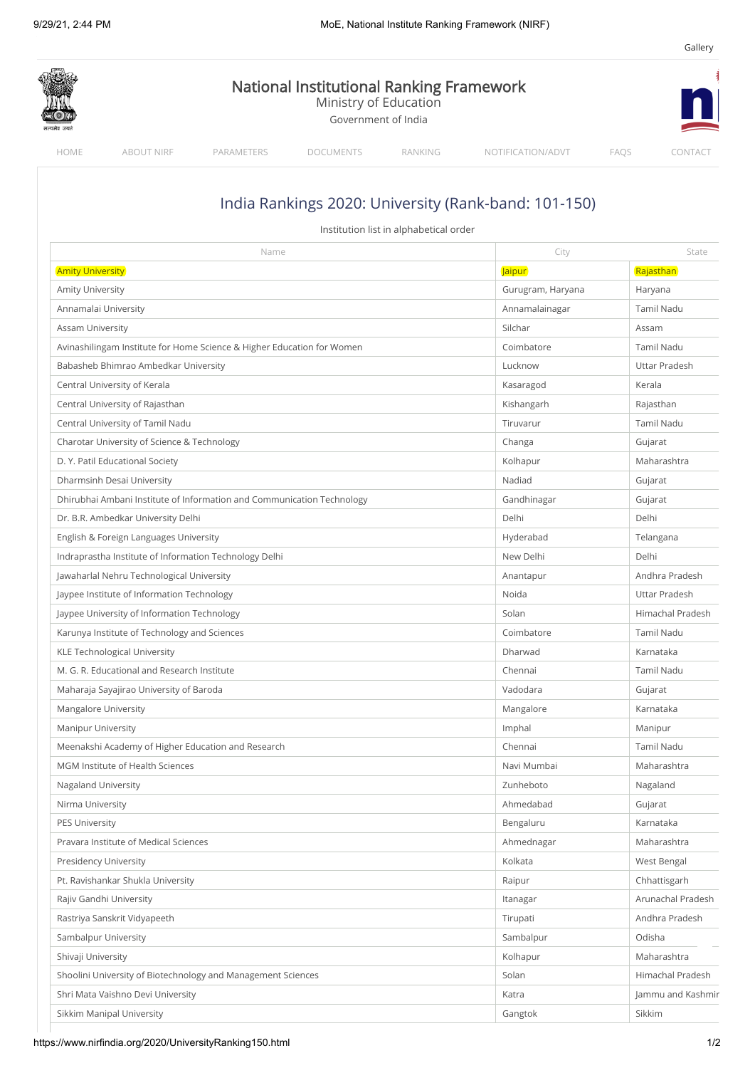# National Institutional Ranking Framework

Ministry of Education

Government of India

HOME | ABOUT NIRF | PARAMETERS | DOCUMENTS | RANKING | NOTIFICATION/ADVT | FAQS | CONTACT

## India Rankings 2020: University (Rank-band: 101-150)

Institution list in alphabetical order

| Name | City | State |
|---|---|---|
| Amity University | Jaipur | Rajasthan |
| Amity University | Gurugram, Haryana | Haryana |
| Annamalai University | Annamalainagar | Tamil Nadu |
| Assam University | Silchar | Assam |
| Avinashilingam Institute for Home Science & Higher Education for Women | Coimbatore | Tamil Nadu |
| Babasheb Bhimrao Ambedkar University | Lucknow | Uttar Pradesh |
| Central University of Kerala | Kasaragod | Kerala |
| Central University of Rajasthan | Kishangarh | Rajasthan |
| Central University of Tamil Nadu | Tiruvarur | Tamil Nadu |
| Charotar University of Science & Technology | Changa | Gujarat |
| D. Y. Patil Educational Society | Kolhapur | Maharashtra |
| Dharmsinh Desai University | Nadiad | Gujarat |
| Dhirubhai Ambani Institute of Information and Communication Technology | Gandhinagar | Gujarat |
| Dr. B.R. Ambedkar University Delhi | Delhi | Delhi |
| English & Foreign Languages University | Hyderabad | Telangana |
| Indraprastha Institute of Information Technology Delhi | New Delhi | Delhi |
| Jawaharlal Nehru Technological University | Anantapur | Andhra Pradesh |
| Jaypee Institute of Information Technology | Noida | Uttar Pradesh |
| Jaypee University of Information Technology | Solan | Himachal Pradesh |
| Karunya Institute of Technology and Sciences | Coimbatore | Tamil Nadu |
| KLE Technological University | Dharwad | Karnataka |
| M. G. R. Educational and Research Institute | Chennai | Tamil Nadu |
| Maharaja Sayajirao University of Baroda | Vadodara | Gujarat |
| Mangalore University | Mangalore | Karnataka |
| Manipur University | Imphal | Manipur |
| Meenakshi Academy of Higher Education and Research | Chennai | Tamil Nadu |
| MGM Institute of Health Sciences | Navi Mumbai | Maharashtra |
| Nagaland University | Zunheboto | Nagaland |
| Nirma University | Ahmedabad | Gujarat |
| PES University | Bengaluru | Karnataka |
| Pravara Institute of Medical Sciences | Ahmednagar | Maharashtra |
| Presidency University | Kolkata | West Bengal |
| Pt. Ravishankar Shukla University | Raipur | Chhattisgarh |
| Rajiv Gandhi University | Itanagar | Arunachal Pradesh |
| Rastriya Sanskrit Vidyapeeth | Tirupati | Andhra Pradesh |
| Sambalpur University | Sambalpur | Odisha |
| Shivaji University | Kolhapur | Maharashtra |
| Shoolini University of Biotechnology and Management Sciences | Solan | Himachal Pradesh |
| Shri Mata Vaishno Devi University | Katra | Jammu and Kashmir |
| Sikkim Manipal University | Gangtok | Sikkim |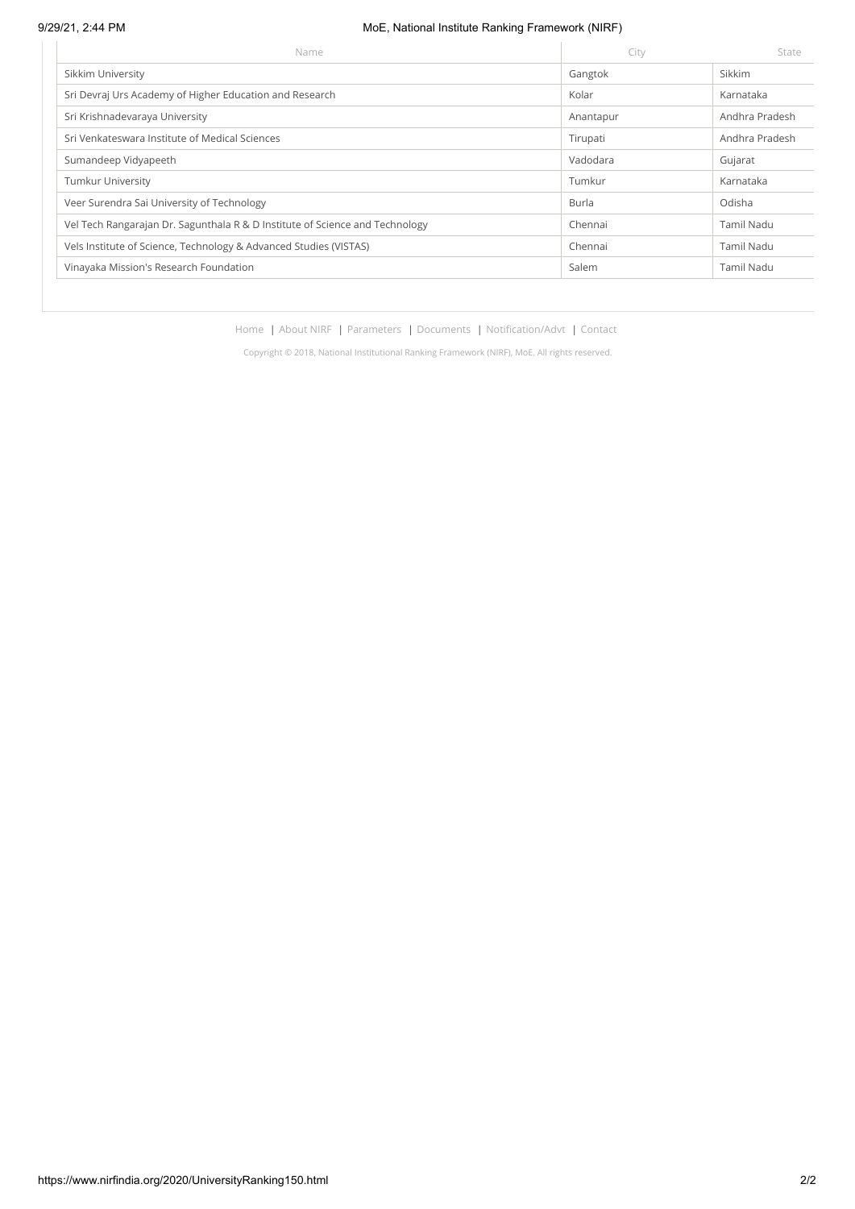| Name | City | State |
| --- | --- | --- |
| Sikkim University | Gangtok | Sikkim |
| Sri Devraj Urs Academy of Higher Education and Research | Kolar | Karnataka |
| Sri Krishnadevaraya University | Anantapur | Andhra Pradesh |
| Sri Venkateswara Institute of Medical Sciences | Tirupati | Andhra Pradesh |
| Sumandeep Vidyapeeth | Vadodara | Gujarat |
| Tumkur University | Tumkur | Karnataka |
| Veer Surendra Sai University of Technology | Burla | Odisha |
| Vel Tech Rangarajan Dr. Sagunthala R & D Institute of Science and Technology | Chennai | Tamil Nadu |
| Vels Institute of Science, Technology & Advanced Studies (VISTAS) | Chennai | Tamil Nadu |
| Vinayaka Mission's Research Foundation | Salem | Tamil Nadu |

Home | About NIRF | Parameters | Documents | Notification/Advt | Contact

Copyright © 2018, National Institutional Ranking Framework (NIRF), MoE. All rights reserved.